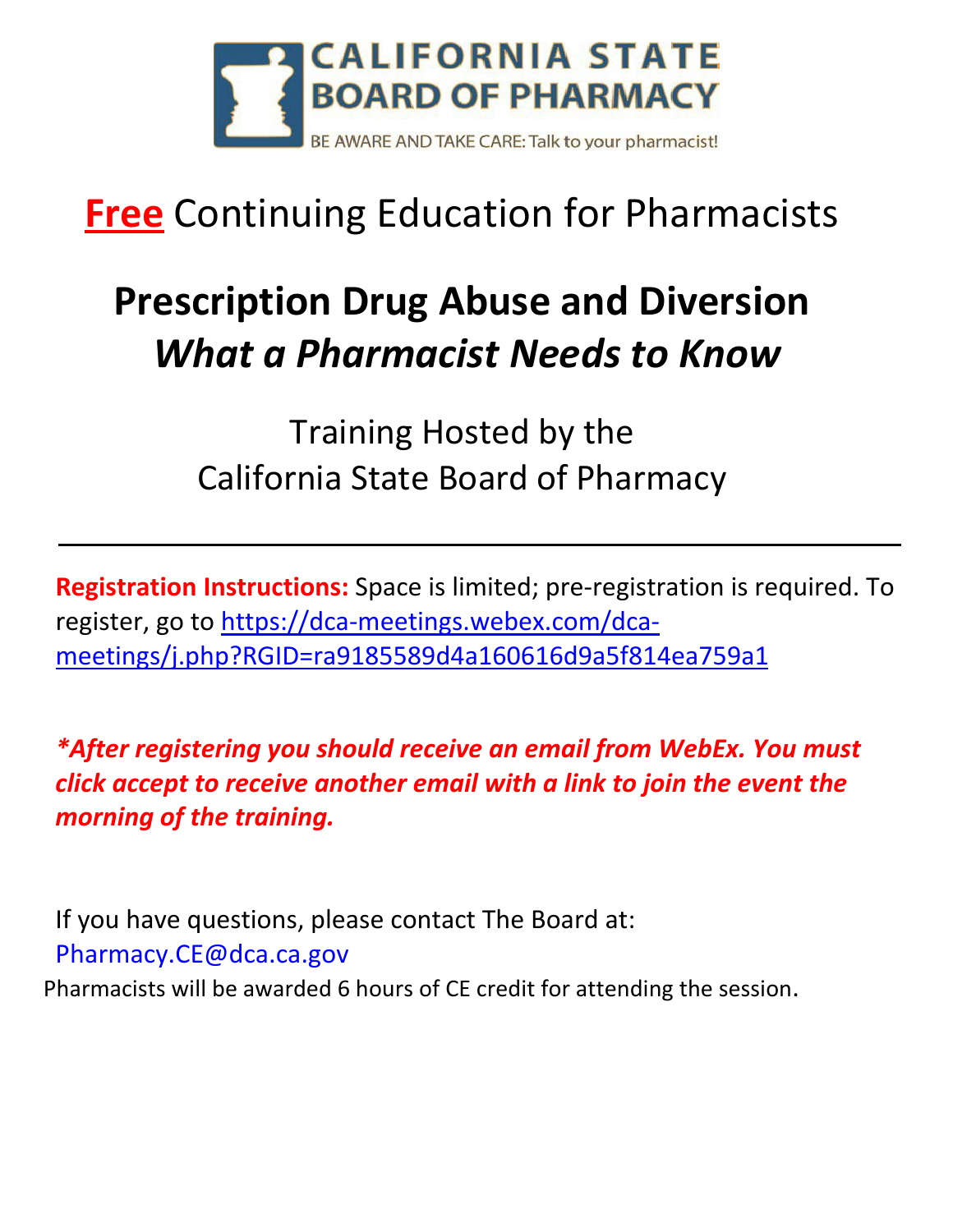CALIFORNIA STATE BOARD OF PHARMACY

BE AWARE AND TAKE CARE: Talk to your pharmacist!

# **Free** Continuing Education for Pharmacists

## **Prescription Drug Abuse and Diversion**
## ***What a Pharmacist Needs to Know***

Training Hosted by the
California State Board of Pharmacy

---

**Registration Instructions:** Space is limited; pre-registration is required. To register, go to https://dca-meetings.webex.com/dca-meetings/j.php?RGID=ra9185589d4a160616d9a5f814ea759a1

***After registering you should receive an email from WebEx. You must click accept to receive another email with a link to join the event the morning of the training.**

If you have questions, please contact The Board at:
Pharmacy.CE@dca.ca.gov

Pharmacists will be awarded 6 hours of CE credit for attending the session.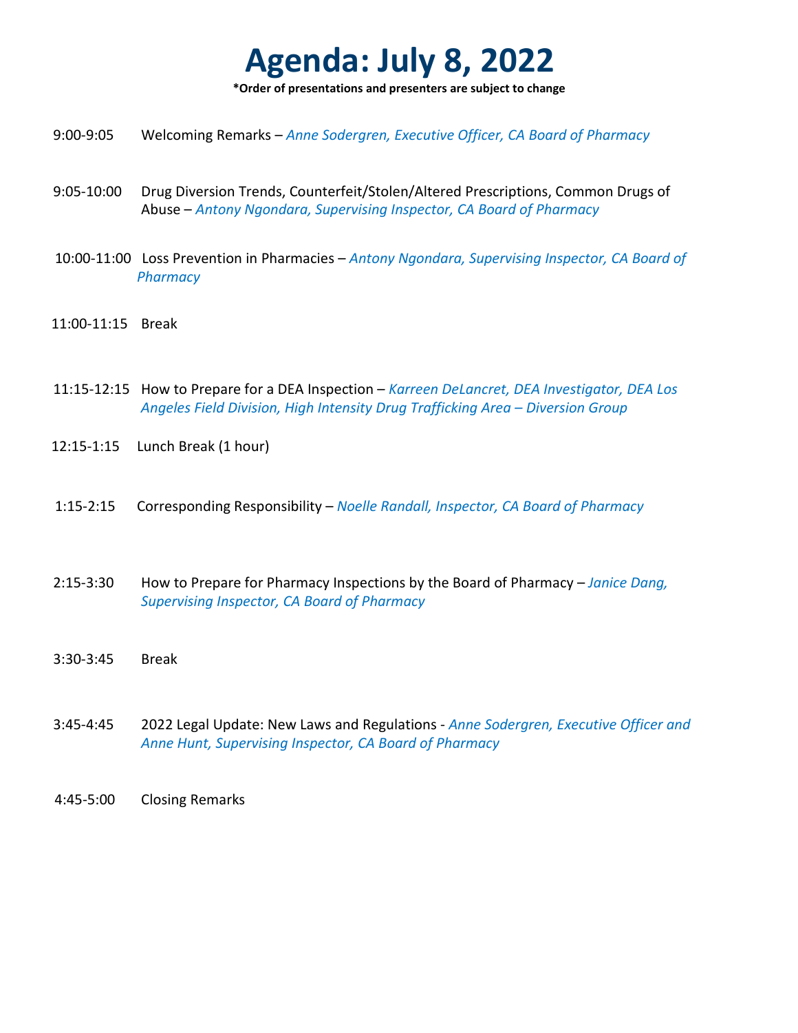# Agenda: July 8, 2022

**\*Order of presentations and presenters are subject to change**

| | |
|---|---|
| 9:00-9:05 | Welcoming Remarks – *Anne Sodergren, Executive Officer, CA Board of Pharmacy* |
| 9:05-10:00 | Drug Diversion Trends, Counterfeit/Stolen/Altered Prescriptions, Common Drugs of Abuse – *Antony Ngondara, Supervising Inspector, CA Board of Pharmacy* |
| 10:00-11:00 | Loss Prevention in Pharmacies – *Antony Ngondara, Supervising Inspector, CA Board of Pharmacy* |
| 11:00-11:15 | Break |
| 11:15-12:15 | How to Prepare for a DEA Inspection – *Karreen DeLancret, DEA Investigator, DEA Los Angeles Field Division, High Intensity Drug Trafficking Area – Diversion Group* |
| 12:15-1:15 | Lunch Break (1 hour) |
| 1:15-2:15 | Corresponding Responsibility – *Noelle Randall, Inspector, CA Board of Pharmacy* |
| 2:15-3:30 | How to Prepare for Pharmacy Inspections by the Board of Pharmacy – *Janice Dang, Supervising Inspector, CA Board of Pharmacy* |
| 3:30-3:45 | Break |
| 3:45-4:45 | 2022 Legal Update: New Laws and Regulations - *Anne Sodergren, Executive Officer and Anne Hunt, Supervising Inspector, CA Board of Pharmacy* |
| 4:45-5:00 | Closing Remarks |